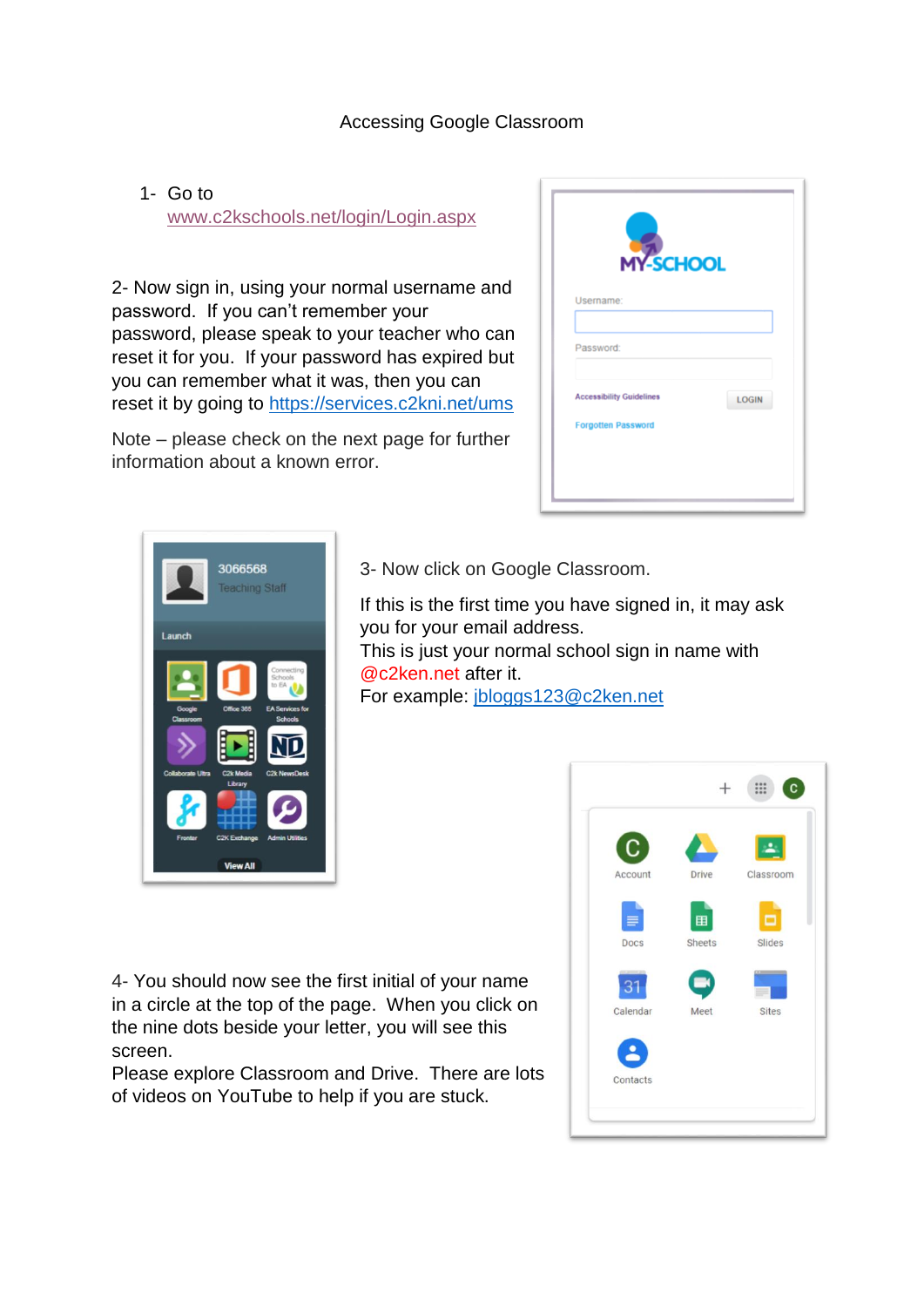# Accessing Google Classroom

1- Go to www.c2kschools.net/login/Login.aspx

2- Now sign in, using your normal username and password. If you can't remember your password, please speak to your teacher who can reset it for you. If your password has expired but you can remember what it was, then you can reset it by going to https://services.c2kni.net/ums

Note – please check on the next page for further information about a known error.

3- Now click on Google Classroom.

If this is the first time you have signed in, it may ask you for your email address.
This is just your normal school sign in name with @c2ken.net after it.
For example: jbloggs123@c2ken.net

4- You should now see the first initial of your name in a circle at the top of the page. When you click on the nine dots beside your letter, you will see this screen.
Please explore Classroom and Drive. There are lots of videos on YouTube to help if you are stuck.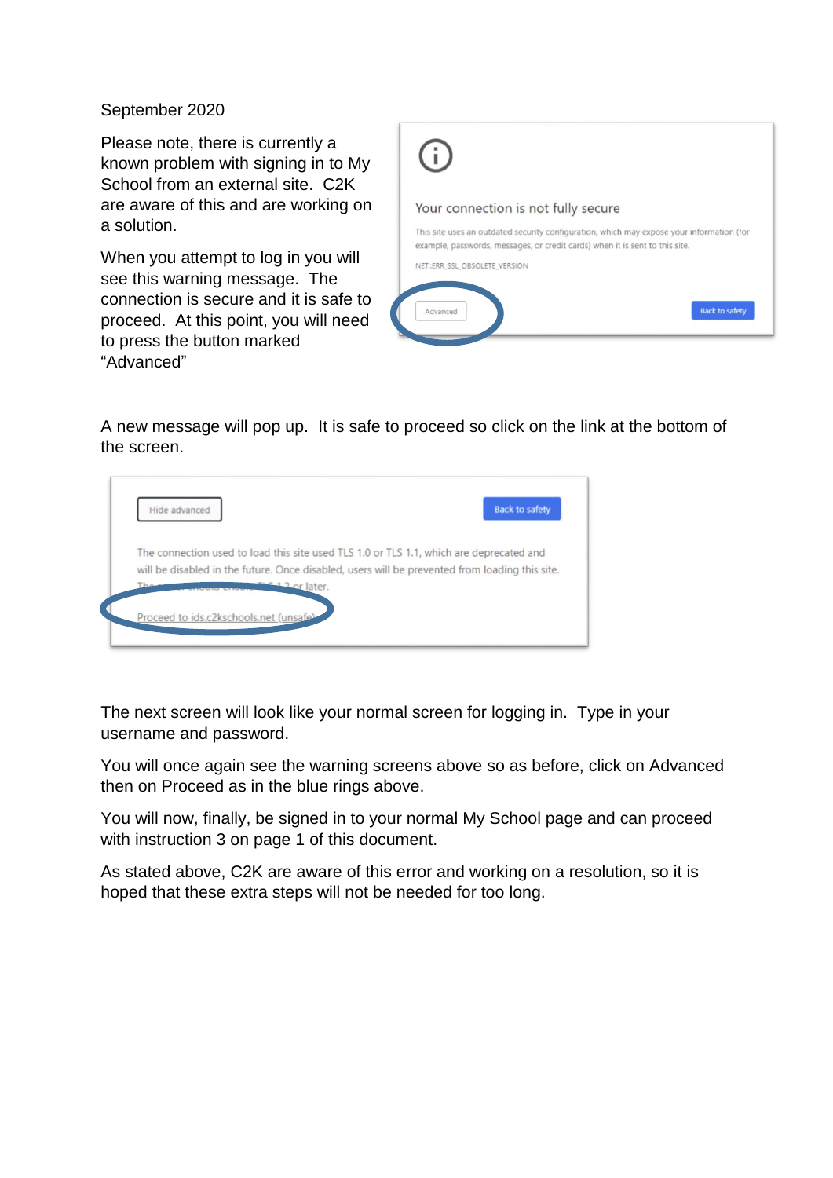September 2020

Please note, there is currently a known problem with signing in to My School from an external site. C2K are aware of this and are working on a solution.

When you attempt to log in you will see this warning message. The connection is secure and it is safe to proceed. At this point, you will need to press the button marked "Advanced"

Your connection is not fully secure

This site uses an outdated security configuration, which may expose your information (for example, passwords, messages, or credit cards) when it is sent to this site.

NET::ERR_SSL_OBSOLETE_VERSION

Advanced

Back to safety

A new message will pop up. It is safe to proceed so click on the link at the bottom of the screen.

Hide advanced

Back to safety

The connection used to load this site used TLS 1.0 or TLS 1.1, which are deprecated and will be disabled in the future. Once disabled, users will be prevented from loading this site. The server should enable TLS 1.2 or later.

Proceed to ids.c2kschools.net (unsafe)

The next screen will look like your normal screen for logging in. Type in your username and password.

You will once again see the warning screens above so as before, click on Advanced then on Proceed as in the blue rings above.

You will now, finally, be signed in to your normal My School page and can proceed with instruction 3 on page 1 of this document.

As stated above, C2K are aware of this error and working on a resolution, so it is hoped that these extra steps will not be needed for too long.